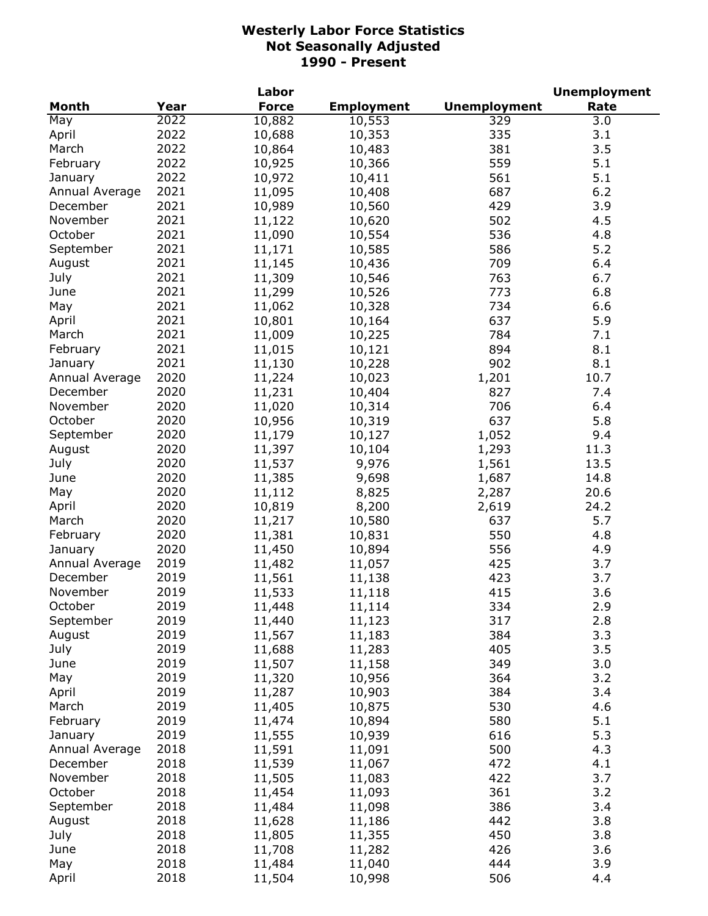# Westerly Labor Force Statistics
## Not Seasonally Adjusted
## 1990 - Present

| Month | Year | Labor Force | Employment | Unemployment | Unemployment Rate |
|---|---|---|---|---|---|
| May | 2022 | 10,882 | 10,553 | 329 | 3.0 |
| April | 2022 | 10,688 | 10,353 | 335 | 3.1 |
| March | 2022 | 10,864 | 10,483 | 381 | 3.5 |
| February | 2022 | 10,925 | 10,366 | 559 | 5.1 |
| January | 2022 | 10,972 | 10,411 | 561 | 5.1 |
| Annual Average | 2021 | 11,095 | 10,408 | 687 | 6.2 |
| December | 2021 | 10,989 | 10,560 | 429 | 3.9 |
| November | 2021 | 11,122 | 10,620 | 502 | 4.5 |
| October | 2021 | 11,090 | 10,554 | 536 | 4.8 |
| September | 2021 | 11,171 | 10,585 | 586 | 5.2 |
| August | 2021 | 11,145 | 10,436 | 709 | 6.4 |
| July | 2021 | 11,309 | 10,546 | 763 | 6.7 |
| June | 2021 | 11,299 | 10,526 | 773 | 6.8 |
| May | 2021 | 11,062 | 10,328 | 734 | 6.6 |
| April | 2021 | 10,801 | 10,164 | 637 | 5.9 |
| March | 2021 | 11,009 | 10,225 | 784 | 7.1 |
| February | 2021 | 11,015 | 10,121 | 894 | 8.1 |
| January | 2021 | 11,130 | 10,228 | 902 | 8.1 |
| Annual Average | 2020 | 11,224 | 10,023 | 1,201 | 10.7 |
| December | 2020 | 11,231 | 10,404 | 827 | 7.4 |
| November | 2020 | 11,020 | 10,314 | 706 | 6.4 |
| October | 2020 | 10,956 | 10,319 | 637 | 5.8 |
| September | 2020 | 11,179 | 10,127 | 1,052 | 9.4 |
| August | 2020 | 11,397 | 10,104 | 1,293 | 11.3 |
| July | 2020 | 11,537 | 9,976 | 1,561 | 13.5 |
| June | 2020 | 11,385 | 9,698 | 1,687 | 14.8 |
| May | 2020 | 11,112 | 8,825 | 2,287 | 20.6 |
| April | 2020 | 10,819 | 8,200 | 2,619 | 24.2 |
| March | 2020 | 11,217 | 10,580 | 637 | 5.7 |
| February | 2020 | 11,381 | 10,831 | 550 | 4.8 |
| January | 2020 | 11,450 | 10,894 | 556 | 4.9 |
| Annual Average | 2019 | 11,482 | 11,057 | 425 | 3.7 |
| December | 2019 | 11,561 | 11,138 | 423 | 3.7 |
| November | 2019 | 11,533 | 11,118 | 415 | 3.6 |
| October | 2019 | 11,448 | 11,114 | 334 | 2.9 |
| September | 2019 | 11,440 | 11,123 | 317 | 2.8 |
| August | 2019 | 11,567 | 11,183 | 384 | 3.3 |
| July | 2019 | 11,688 | 11,283 | 405 | 3.5 |
| June | 2019 | 11,507 | 11,158 | 349 | 3.0 |
| May | 2019 | 11,320 | 10,956 | 364 | 3.2 |
| April | 2019 | 11,287 | 10,903 | 384 | 3.4 |
| March | 2019 | 11,405 | 10,875 | 530 | 4.6 |
| February | 2019 | 11,474 | 10,894 | 580 | 5.1 |
| January | 2019 | 11,555 | 10,939 | 616 | 5.3 |
| Annual Average | 2018 | 11,591 | 11,091 | 500 | 4.3 |
| December | 2018 | 11,539 | 11,067 | 472 | 4.1 |
| November | 2018 | 11,505 | 11,083 | 422 | 3.7 |
| October | 2018 | 11,454 | 11,093 | 361 | 3.2 |
| September | 2018 | 11,484 | 11,098 | 386 | 3.4 |
| August | 2018 | 11,628 | 11,186 | 442 | 3.8 |
| July | 2018 | 11,805 | 11,355 | 450 | 3.8 |
| June | 2018 | 11,708 | 11,282 | 426 | 3.6 |
| May | 2018 | 11,484 | 11,040 | 444 | 3.9 |
| April | 2018 | 11,504 | 10,998 | 506 | 4.4 |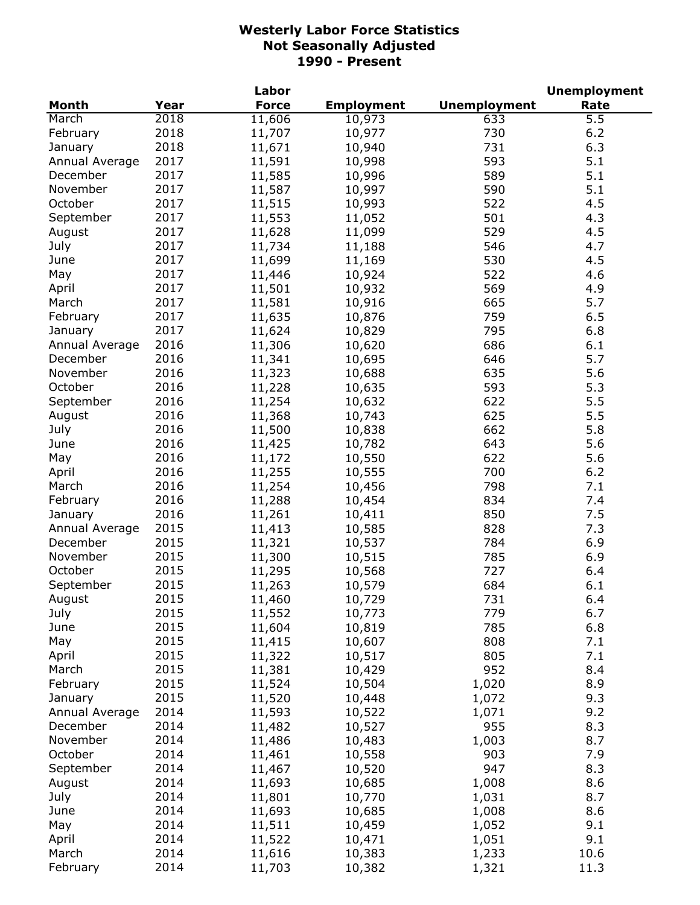# Westerly Labor Force Statistics
## Not Seasonally Adjusted
## 1990 - Present

| Month | Year | Labor Force | Employment | Unemployment | Unemployment Rate |
|---|---|---|---|---|---|
| March | 2018 | 11,606 | 10,973 | 633 | 5.5 |
| February | 2018 | 11,707 | 10,977 | 730 | 6.2 |
| January | 2018 | 11,671 | 10,940 | 731 | 6.3 |
| Annual Average | 2017 | 11,591 | 10,998 | 593 | 5.1 |
| December | 2017 | 11,585 | 10,996 | 589 | 5.1 |
| November | 2017 | 11,587 | 10,997 | 590 | 5.1 |
| October | 2017 | 11,515 | 10,993 | 522 | 4.5 |
| September | 2017 | 11,553 | 11,052 | 501 | 4.3 |
| August | 2017 | 11,628 | 11,099 | 529 | 4.5 |
| July | 2017 | 11,734 | 11,188 | 546 | 4.7 |
| June | 2017 | 11,699 | 11,169 | 530 | 4.5 |
| May | 2017 | 11,446 | 10,924 | 522 | 4.6 |
| April | 2017 | 11,501 | 10,932 | 569 | 4.9 |
| March | 2017 | 11,581 | 10,916 | 665 | 5.7 |
| February | 2017 | 11,635 | 10,876 | 759 | 6.5 |
| January | 2017 | 11,624 | 10,829 | 795 | 6.8 |
| Annual Average | 2016 | 11,306 | 10,620 | 686 | 6.1 |
| December | 2016 | 11,341 | 10,695 | 646 | 5.7 |
| November | 2016 | 11,323 | 10,688 | 635 | 5.6 |
| October | 2016 | 11,228 | 10,635 | 593 | 5.3 |
| September | 2016 | 11,254 | 10,632 | 622 | 5.5 |
| August | 2016 | 11,368 | 10,743 | 625 | 5.5 |
| July | 2016 | 11,500 | 10,838 | 662 | 5.8 |
| June | 2016 | 11,425 | 10,782 | 643 | 5.6 |
| May | 2016 | 11,172 | 10,550 | 622 | 5.6 |
| April | 2016 | 11,255 | 10,555 | 700 | 6.2 |
| March | 2016 | 11,254 | 10,456 | 798 | 7.1 |
| February | 2016 | 11,288 | 10,454 | 834 | 7.4 |
| January | 2016 | 11,261 | 10,411 | 850 | 7.5 |
| Annual Average | 2015 | 11,413 | 10,585 | 828 | 7.3 |
| December | 2015 | 11,321 | 10,537 | 784 | 6.9 |
| November | 2015 | 11,300 | 10,515 | 785 | 6.9 |
| October | 2015 | 11,295 | 10,568 | 727 | 6.4 |
| September | 2015 | 11,263 | 10,579 | 684 | 6.1 |
| August | 2015 | 11,460 | 10,729 | 731 | 6.4 |
| July | 2015 | 11,552 | 10,773 | 779 | 6.7 |
| June | 2015 | 11,604 | 10,819 | 785 | 6.8 |
| May | 2015 | 11,415 | 10,607 | 808 | 7.1 |
| April | 2015 | 11,322 | 10,517 | 805 | 7.1 |
| March | 2015 | 11,381 | 10,429 | 952 | 8.4 |
| February | 2015 | 11,524 | 10,504 | 1,020 | 8.9 |
| January | 2015 | 11,520 | 10,448 | 1,072 | 9.3 |
| Annual Average | 2014 | 11,593 | 10,522 | 1,071 | 9.2 |
| December | 2014 | 11,482 | 10,527 | 955 | 8.3 |
| November | 2014 | 11,486 | 10,483 | 1,003 | 8.7 |
| October | 2014 | 11,461 | 10,558 | 903 | 7.9 |
| September | 2014 | 11,467 | 10,520 | 947 | 8.3 |
| August | 2014 | 11,693 | 10,685 | 1,008 | 8.6 |
| July | 2014 | 11,801 | 10,770 | 1,031 | 8.7 |
| June | 2014 | 11,693 | 10,685 | 1,008 | 8.6 |
| May | 2014 | 11,511 | 10,459 | 1,052 | 9.1 |
| April | 2014 | 11,522 | 10,471 | 1,051 | 9.1 |
| March | 2014 | 11,616 | 10,383 | 1,233 | 10.6 |
| February | 2014 | 11,703 | 10,382 | 1,321 | 11.3 |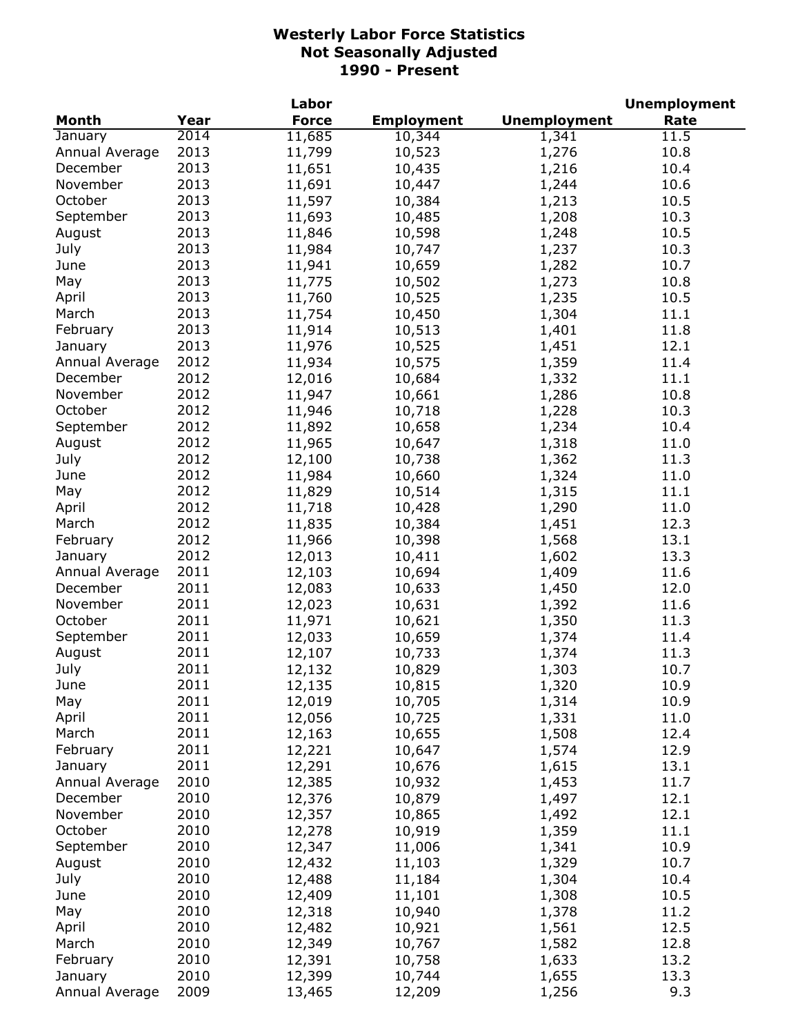# Westerly Labor Force Statistics
## Not Seasonally Adjusted
## 1990 - Present

| Month | Year | Labor Force | Employment | Unemployment | Unemployment Rate |
|---|---|---|---|---|---|
| January | 2014 | 11,685 | 10,344 | 1,341 | 11.5 |
| Annual Average | 2013 | 11,799 | 10,523 | 1,276 | 10.8 |
| December | 2013 | 11,651 | 10,435 | 1,216 | 10.4 |
| November | 2013 | 11,691 | 10,447 | 1,244 | 10.6 |
| October | 2013 | 11,597 | 10,384 | 1,213 | 10.5 |
| September | 2013 | 11,693 | 10,485 | 1,208 | 10.3 |
| August | 2013 | 11,846 | 10,598 | 1,248 | 10.5 |
| July | 2013 | 11,984 | 10,747 | 1,237 | 10.3 |
| June | 2013 | 11,941 | 10,659 | 1,282 | 10.7 |
| May | 2013 | 11,775 | 10,502 | 1,273 | 10.8 |
| April | 2013 | 11,760 | 10,525 | 1,235 | 10.5 |
| March | 2013 | 11,754 | 10,450 | 1,304 | 11.1 |
| February | 2013 | 11,914 | 10,513 | 1,401 | 11.8 |
| January | 2013 | 11,976 | 10,525 | 1,451 | 12.1 |
| Annual Average | 2012 | 11,934 | 10,575 | 1,359 | 11.4 |
| December | 2012 | 12,016 | 10,684 | 1,332 | 11.1 |
| November | 2012 | 11,947 | 10,661 | 1,286 | 10.8 |
| October | 2012 | 11,946 | 10,718 | 1,228 | 10.3 |
| September | 2012 | 11,892 | 10,658 | 1,234 | 10.4 |
| August | 2012 | 11,965 | 10,647 | 1,318 | 11.0 |
| July | 2012 | 12,100 | 10,738 | 1,362 | 11.3 |
| June | 2012 | 11,984 | 10,660 | 1,324 | 11.0 |
| May | 2012 | 11,829 | 10,514 | 1,315 | 11.1 |
| April | 2012 | 11,718 | 10,428 | 1,290 | 11.0 |
| March | 2012 | 11,835 | 10,384 | 1,451 | 12.3 |
| February | 2012 | 11,966 | 10,398 | 1,568 | 13.1 |
| January | 2012 | 12,013 | 10,411 | 1,602 | 13.3 |
| Annual Average | 2011 | 12,103 | 10,694 | 1,409 | 11.6 |
| December | 2011 | 12,083 | 10,633 | 1,450 | 12.0 |
| November | 2011 | 12,023 | 10,631 | 1,392 | 11.6 |
| October | 2011 | 11,971 | 10,621 | 1,350 | 11.3 |
| September | 2011 | 12,033 | 10,659 | 1,374 | 11.4 |
| August | 2011 | 12,107 | 10,733 | 1,374 | 11.3 |
| July | 2011 | 12,132 | 10,829 | 1,303 | 10.7 |
| June | 2011 | 12,135 | 10,815 | 1,320 | 10.9 |
| May | 2011 | 12,019 | 10,705 | 1,314 | 10.9 |
| April | 2011 | 12,056 | 10,725 | 1,331 | 11.0 |
| March | 2011 | 12,163 | 10,655 | 1,508 | 12.4 |
| February | 2011 | 12,221 | 10,647 | 1,574 | 12.9 |
| January | 2011 | 12,291 | 10,676 | 1,615 | 13.1 |
| Annual Average | 2010 | 12,385 | 10,932 | 1,453 | 11.7 |
| December | 2010 | 12,376 | 10,879 | 1,497 | 12.1 |
| November | 2010 | 12,357 | 10,865 | 1,492 | 12.1 |
| October | 2010 | 12,278 | 10,919 | 1,359 | 11.1 |
| September | 2010 | 12,347 | 11,006 | 1,341 | 10.9 |
| August | 2010 | 12,432 | 11,103 | 1,329 | 10.7 |
| July | 2010 | 12,488 | 11,184 | 1,304 | 10.4 |
| June | 2010 | 12,409 | 11,101 | 1,308 | 10.5 |
| May | 2010 | 12,318 | 10,940 | 1,378 | 11.2 |
| April | 2010 | 12,482 | 10,921 | 1,561 | 12.5 |
| March | 2010 | 12,349 | 10,767 | 1,582 | 12.8 |
| February | 2010 | 12,391 | 10,758 | 1,633 | 13.2 |
| January | 2010 | 12,399 | 10,744 | 1,655 | 13.3 |
| Annual Average | 2009 | 13,465 | 12,209 | 1,256 | 9.3 |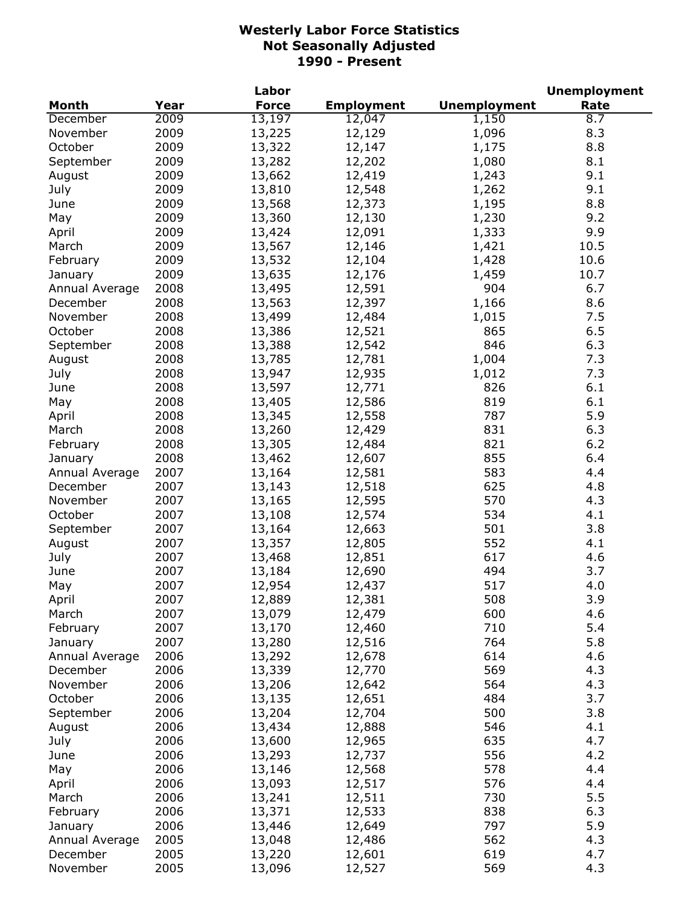# Westerly Labor Force Statistics
## Not Seasonally Adjusted
## 1990 - Present

| Month | Year | Labor Force | Employment | Unemployment | Unemployment Rate |
|---|---|---|---|---|---|
| December | 2009 | 13,197 | 12,047 | 1,150 | 8.7 |
| November | 2009 | 13,225 | 12,129 | 1,096 | 8.3 |
| October | 2009 | 13,322 | 12,147 | 1,175 | 8.8 |
| September | 2009 | 13,282 | 12,202 | 1,080 | 8.1 |
| August | 2009 | 13,662 | 12,419 | 1,243 | 9.1 |
| July | 2009 | 13,810 | 12,548 | 1,262 | 9.1 |
| June | 2009 | 13,568 | 12,373 | 1,195 | 8.8 |
| May | 2009 | 13,360 | 12,130 | 1,230 | 9.2 |
| April | 2009 | 13,424 | 12,091 | 1,333 | 9.9 |
| March | 2009 | 13,567 | 12,146 | 1,421 | 10.5 |
| February | 2009 | 13,532 | 12,104 | 1,428 | 10.6 |
| January | 2009 | 13,635 | 12,176 | 1,459 | 10.7 |
| Annual Average | 2008 | 13,495 | 12,591 | 904 | 6.7 |
| December | 2008 | 13,563 | 12,397 | 1,166 | 8.6 |
| November | 2008 | 13,499 | 12,484 | 1,015 | 7.5 |
| October | 2008 | 13,386 | 12,521 | 865 | 6.5 |
| September | 2008 | 13,388 | 12,542 | 846 | 6.3 |
| August | 2008 | 13,785 | 12,781 | 1,004 | 7.3 |
| July | 2008 | 13,947 | 12,935 | 1,012 | 7.3 |
| June | 2008 | 13,597 | 12,771 | 826 | 6.1 |
| May | 2008 | 13,405 | 12,586 | 819 | 6.1 |
| April | 2008 | 13,345 | 12,558 | 787 | 5.9 |
| March | 2008 | 13,260 | 12,429 | 831 | 6.3 |
| February | 2008 | 13,305 | 12,484 | 821 | 6.2 |
| January | 2008 | 13,462 | 12,607 | 855 | 6.4 |
| Annual Average | 2007 | 13,164 | 12,581 | 583 | 4.4 |
| December | 2007 | 13,143 | 12,518 | 625 | 4.8 |
| November | 2007 | 13,165 | 12,595 | 570 | 4.3 |
| October | 2007 | 13,108 | 12,574 | 534 | 4.1 |
| September | 2007 | 13,164 | 12,663 | 501 | 3.8 |
| August | 2007 | 13,357 | 12,805 | 552 | 4.1 |
| July | 2007 | 13,468 | 12,851 | 617 | 4.6 |
| June | 2007 | 13,184 | 12,690 | 494 | 3.7 |
| May | 2007 | 12,954 | 12,437 | 517 | 4.0 |
| April | 2007 | 12,889 | 12,381 | 508 | 3.9 |
| March | 2007 | 13,079 | 12,479 | 600 | 4.6 |
| February | 2007 | 13,170 | 12,460 | 710 | 5.4 |
| January | 2007 | 13,280 | 12,516 | 764 | 5.8 |
| Annual Average | 2006 | 13,292 | 12,678 | 614 | 4.6 |
| December | 2006 | 13,339 | 12,770 | 569 | 4.3 |
| November | 2006 | 13,206 | 12,642 | 564 | 4.3 |
| October | 2006 | 13,135 | 12,651 | 484 | 3.7 |
| September | 2006 | 13,204 | 12,704 | 500 | 3.8 |
| August | 2006 | 13,434 | 12,888 | 546 | 4.1 |
| July | 2006 | 13,600 | 12,965 | 635 | 4.7 |
| June | 2006 | 13,293 | 12,737 | 556 | 4.2 |
| May | 2006 | 13,146 | 12,568 | 578 | 4.4 |
| April | 2006 | 13,093 | 12,517 | 576 | 4.4 |
| March | 2006 | 13,241 | 12,511 | 730 | 5.5 |
| February | 2006 | 13,371 | 12,533 | 838 | 6.3 |
| January | 2006 | 13,446 | 12,649 | 797 | 5.9 |
| Annual Average | 2005 | 13,048 | 12,486 | 562 | 4.3 |
| December | 2005 | 13,220 | 12,601 | 619 | 4.7 |
| November | 2005 | 13,096 | 12,527 | 569 | 4.3 |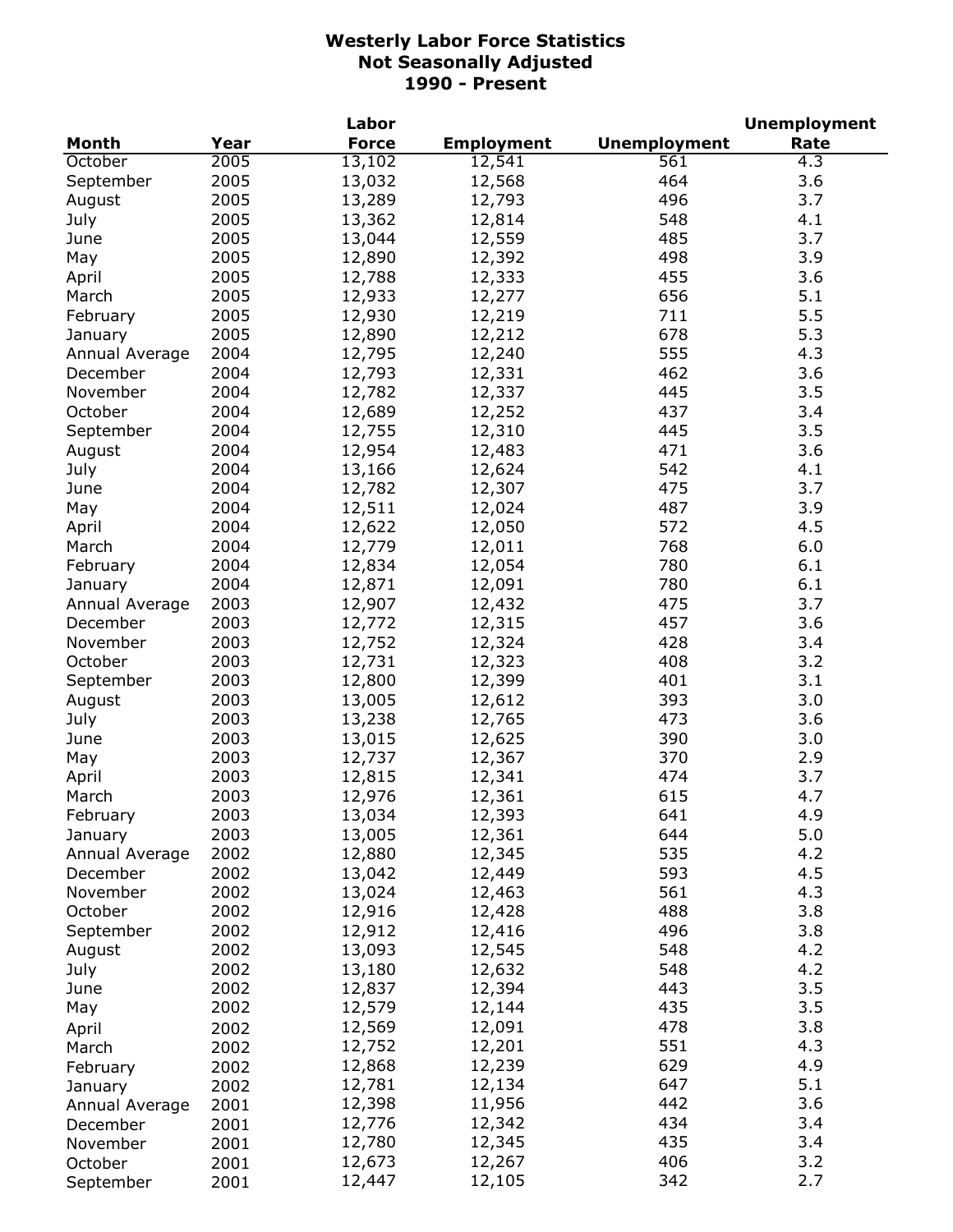# Westerly Labor Force Statistics
## Not Seasonally Adjusted
## 1990 - Present

| Month | Year | Labor Force | Employment | Unemployment | Unemployment Rate |
|---|---|---|---|---|---|
| October | 2005 | 13,102 | 12,541 | 561 | 4.3 |
| September | 2005 | 13,032 | 12,568 | 464 | 3.6 |
| August | 2005 | 13,289 | 12,793 | 496 | 3.7 |
| July | 2005 | 13,362 | 12,814 | 548 | 4.1 |
| June | 2005 | 13,044 | 12,559 | 485 | 3.7 |
| May | 2005 | 12,890 | 12,392 | 498 | 3.9 |
| April | 2005 | 12,788 | 12,333 | 455 | 3.6 |
| March | 2005 | 12,933 | 12,277 | 656 | 5.1 |
| February | 2005 | 12,930 | 12,219 | 711 | 5.5 |
| January | 2005 | 12,890 | 12,212 | 678 | 5.3 |
| Annual Average | 2004 | 12,795 | 12,240 | 555 | 4.3 |
| December | 2004 | 12,793 | 12,331 | 462 | 3.6 |
| November | 2004 | 12,782 | 12,337 | 445 | 3.5 |
| October | 2004 | 12,689 | 12,252 | 437 | 3.4 |
| September | 2004 | 12,755 | 12,310 | 445 | 3.5 |
| August | 2004 | 12,954 | 12,483 | 471 | 3.6 |
| July | 2004 | 13,166 | 12,624 | 542 | 4.1 |
| June | 2004 | 12,782 | 12,307 | 475 | 3.7 |
| May | 2004 | 12,511 | 12,024 | 487 | 3.9 |
| April | 2004 | 12,622 | 12,050 | 572 | 4.5 |
| March | 2004 | 12,779 | 12,011 | 768 | 6.0 |
| February | 2004 | 12,834 | 12,054 | 780 | 6.1 |
| January | 2004 | 12,871 | 12,091 | 780 | 6.1 |
| Annual Average | 2003 | 12,907 | 12,432 | 475 | 3.7 |
| December | 2003 | 12,772 | 12,315 | 457 | 3.6 |
| November | 2003 | 12,752 | 12,324 | 428 | 3.4 |
| October | 2003 | 12,731 | 12,323 | 408 | 3.2 |
| September | 2003 | 12,800 | 12,399 | 401 | 3.1 |
| August | 2003 | 13,005 | 12,612 | 393 | 3.0 |
| July | 2003 | 13,238 | 12,765 | 473 | 3.6 |
| June | 2003 | 13,015 | 12,625 | 390 | 3.0 |
| May | 2003 | 12,737 | 12,367 | 370 | 2.9 |
| April | 2003 | 12,815 | 12,341 | 474 | 3.7 |
| March | 2003 | 12,976 | 12,361 | 615 | 4.7 |
| February | 2003 | 13,034 | 12,393 | 641 | 4.9 |
| January | 2003 | 13,005 | 12,361 | 644 | 5.0 |
| Annual Average | 2002 | 12,880 | 12,345 | 535 | 4.2 |
| December | 2002 | 13,042 | 12,449 | 593 | 4.5 |
| November | 2002 | 13,024 | 12,463 | 561 | 4.3 |
| October | 2002 | 12,916 | 12,428 | 488 | 3.8 |
| September | 2002 | 12,912 | 12,416 | 496 | 3.8 |
| August | 2002 | 13,093 | 12,545 | 548 | 4.2 |
| July | 2002 | 13,180 | 12,632 | 548 | 4.2 |
| June | 2002 | 12,837 | 12,394 | 443 | 3.5 |
| May | 2002 | 12,579 | 12,144 | 435 | 3.5 |
| April | 2002 | 12,569 | 12,091 | 478 | 3.8 |
| March | 2002 | 12,752 | 12,201 | 551 | 4.3 |
| February | 2002 | 12,868 | 12,239 | 629 | 4.9 |
| January | 2002 | 12,781 | 12,134 | 647 | 5.1 |
| Annual Average | 2001 | 12,398 | 11,956 | 442 | 3.6 |
| December | 2001 | 12,776 | 12,342 | 434 | 3.4 |
| November | 2001 | 12,780 | 12,345 | 435 | 3.4 |
| October | 2001 | 12,673 | 12,267 | 406 | 3.2 |
| September | 2001 | 12,447 | 12,105 | 342 | 2.7 |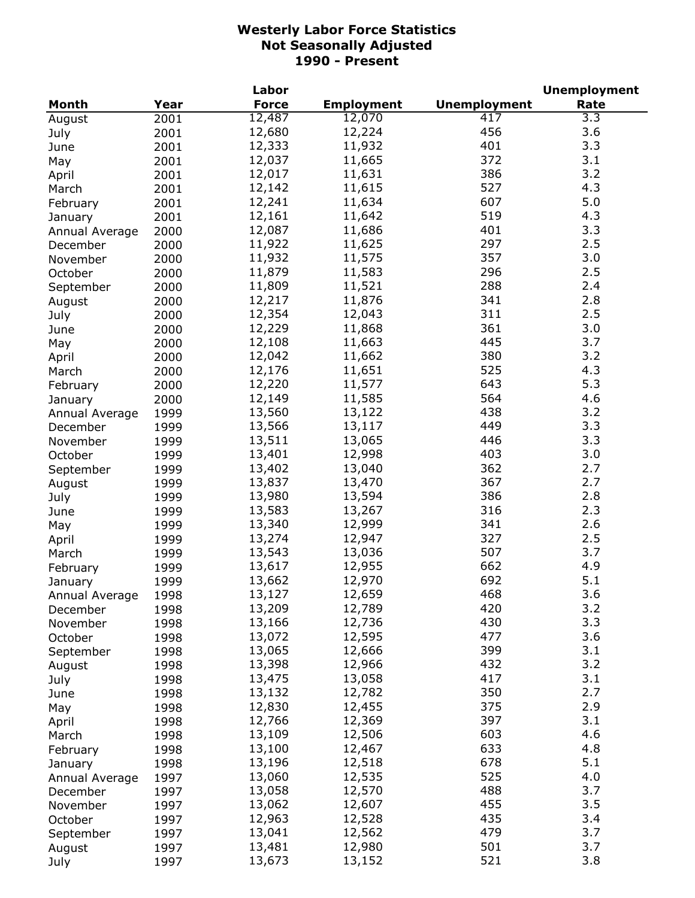**Westerly Labor Force Statistics**
**Not Seasonally Adjusted**
**1990 - Present**

| Month | Year | Labor Force | Employment | Unemployment | Unemployment Rate |
|---|---|---|---|---|---|
| August | 2001 | 12,487 | 12,070 | 417 | 3.3 |
| July | 2001 | 12,680 | 12,224 | 456 | 3.6 |
| June | 2001 | 12,333 | 11,932 | 401 | 3.3 |
| May | 2001 | 12,037 | 11,665 | 372 | 3.1 |
| April | 2001 | 12,017 | 11,631 | 386 | 3.2 |
| March | 2001 | 12,142 | 11,615 | 527 | 4.3 |
| February | 2001 | 12,241 | 11,634 | 607 | 5.0 |
| January | 2001 | 12,161 | 11,642 | 519 | 4.3 |
| Annual Average | 2000 | 12,087 | 11,686 | 401 | 3.3 |
| December | 2000 | 11,922 | 11,625 | 297 | 2.5 |
| November | 2000 | 11,932 | 11,575 | 357 | 3.0 |
| October | 2000 | 11,879 | 11,583 | 296 | 2.5 |
| September | 2000 | 11,809 | 11,521 | 288 | 2.4 |
| August | 2000 | 12,217 | 11,876 | 341 | 2.8 |
| July | 2000 | 12,354 | 12,043 | 311 | 2.5 |
| June | 2000 | 12,229 | 11,868 | 361 | 3.0 |
| May | 2000 | 12,108 | 11,663 | 445 | 3.7 |
| April | 2000 | 12,042 | 11,662 | 380 | 3.2 |
| March | 2000 | 12,176 | 11,651 | 525 | 4.3 |
| February | 2000 | 12,220 | 11,577 | 643 | 5.3 |
| January | 2000 | 12,149 | 11,585 | 564 | 4.6 |
| Annual Average | 1999 | 13,560 | 13,122 | 438 | 3.2 |
| December | 1999 | 13,566 | 13,117 | 449 | 3.3 |
| November | 1999 | 13,511 | 13,065 | 446 | 3.3 |
| October | 1999 | 13,401 | 12,998 | 403 | 3.0 |
| September | 1999 | 13,402 | 13,040 | 362 | 2.7 |
| August | 1999 | 13,837 | 13,470 | 367 | 2.7 |
| July | 1999 | 13,980 | 13,594 | 386 | 2.8 |
| June | 1999 | 13,583 | 13,267 | 316 | 2.3 |
| May | 1999 | 13,340 | 12,999 | 341 | 2.6 |
| April | 1999 | 13,274 | 12,947 | 327 | 2.5 |
| March | 1999 | 13,543 | 13,036 | 507 | 3.7 |
| February | 1999 | 13,617 | 12,955 | 662 | 4.9 |
| January | 1999 | 13,662 | 12,970 | 692 | 5.1 |
| Annual Average | 1998 | 13,127 | 12,659 | 468 | 3.6 |
| December | 1998 | 13,209 | 12,789 | 420 | 3.2 |
| November | 1998 | 13,166 | 12,736 | 430 | 3.3 |
| October | 1998 | 13,072 | 12,595 | 477 | 3.6 |
| September | 1998 | 13,065 | 12,666 | 399 | 3.1 |
| August | 1998 | 13,398 | 12,966 | 432 | 3.2 |
| July | 1998 | 13,475 | 13,058 | 417 | 3.1 |
| June | 1998 | 13,132 | 12,782 | 350 | 2.7 |
| May | 1998 | 12,830 | 12,455 | 375 | 2.9 |
| April | 1998 | 12,766 | 12,369 | 397 | 3.1 |
| March | 1998 | 13,109 | 12,506 | 603 | 4.6 |
| February | 1998 | 13,100 | 12,467 | 633 | 4.8 |
| January | 1998 | 13,196 | 12,518 | 678 | 5.1 |
| Annual Average | 1997 | 13,060 | 12,535 | 525 | 4.0 |
| December | 1997 | 13,058 | 12,570 | 488 | 3.7 |
| November | 1997 | 13,062 | 12,607 | 455 | 3.5 |
| October | 1997 | 12,963 | 12,528 | 435 | 3.4 |
| September | 1997 | 13,041 | 12,562 | 479 | 3.7 |
| August | 1997 | 13,481 | 12,980 | 501 | 3.7 |
| July | 1997 | 13,673 | 13,152 | 521 | 3.8 |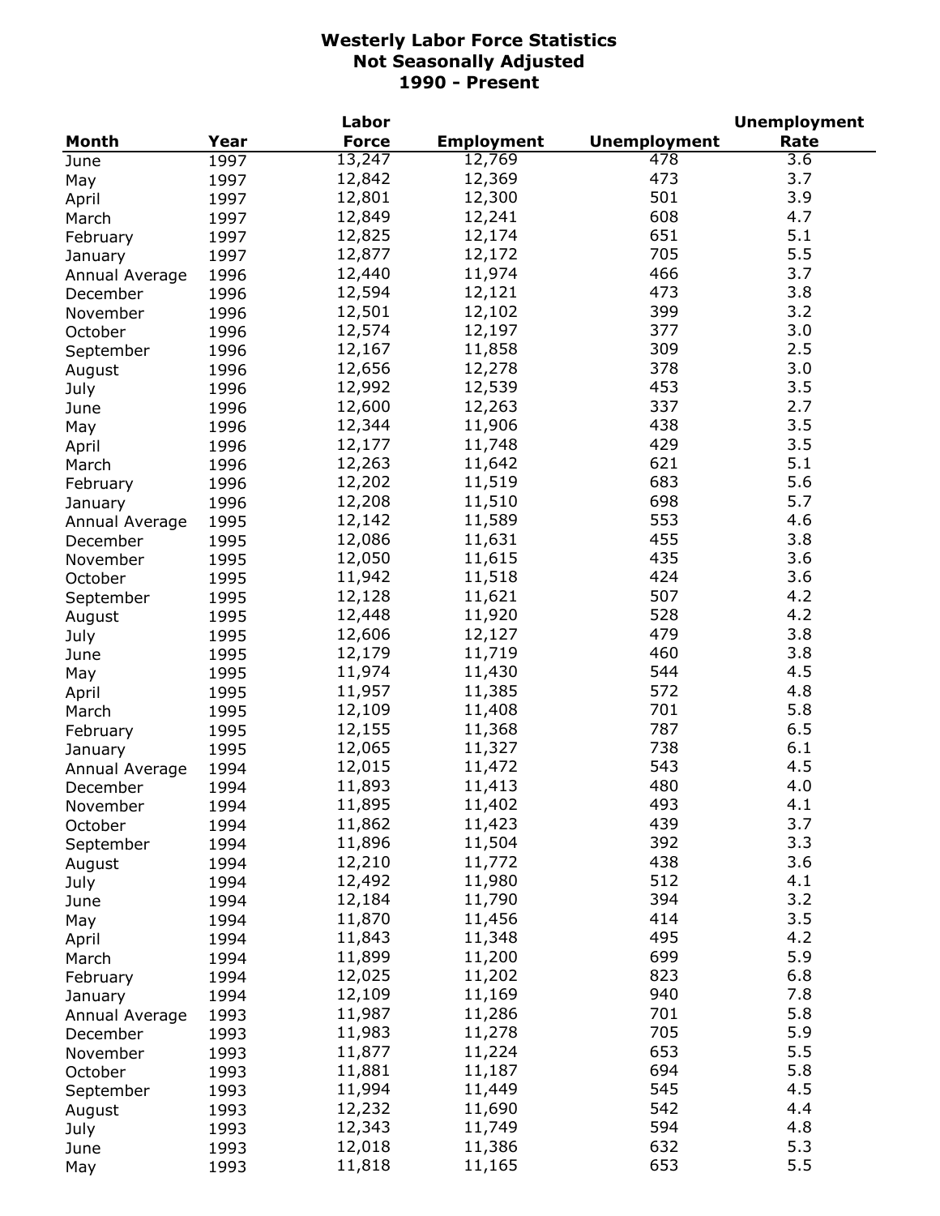# Westerly Labor Force Statistics
## Not Seasonally Adjusted
## 1990 - Present

| Month | Year | Labor Force | Employment | Unemployment | Unemployment Rate |
|---|---|---|---|---|---|
| June | 1997 | 13,247 | 12,769 | 478 | 3.6 |
| May | 1997 | 12,842 | 12,369 | 473 | 3.7 |
| April | 1997 | 12,801 | 12,300 | 501 | 3.9 |
| March | 1997 | 12,849 | 12,241 | 608 | 4.7 |
| February | 1997 | 12,825 | 12,174 | 651 | 5.1 |
| January | 1997 | 12,877 | 12,172 | 705 | 5.5 |
| Annual Average | 1996 | 12,440 | 11,974 | 466 | 3.7 |
| December | 1996 | 12,594 | 12,121 | 473 | 3.8 |
| November | 1996 | 12,501 | 12,102 | 399 | 3.2 |
| October | 1996 | 12,574 | 12,197 | 377 | 3.0 |
| September | 1996 | 12,167 | 11,858 | 309 | 2.5 |
| August | 1996 | 12,656 | 12,278 | 378 | 3.0 |
| July | 1996 | 12,992 | 12,539 | 453 | 3.5 |
| June | 1996 | 12,600 | 12,263 | 337 | 2.7 |
| May | 1996 | 12,344 | 11,906 | 438 | 3.5 |
| April | 1996 | 12,177 | 11,748 | 429 | 3.5 |
| March | 1996 | 12,263 | 11,642 | 621 | 5.1 |
| February | 1996 | 12,202 | 11,519 | 683 | 5.6 |
| January | 1996 | 12,208 | 11,510 | 698 | 5.7 |
| Annual Average | 1995 | 12,142 | 11,589 | 553 | 4.6 |
| December | 1995 | 12,086 | 11,631 | 455 | 3.8 |
| November | 1995 | 12,050 | 11,615 | 435 | 3.6 |
| October | 1995 | 11,942 | 11,518 | 424 | 3.6 |
| September | 1995 | 12,128 | 11,621 | 507 | 4.2 |
| August | 1995 | 12,448 | 11,920 | 528 | 4.2 |
| July | 1995 | 12,606 | 12,127 | 479 | 3.8 |
| June | 1995 | 12,179 | 11,719 | 460 | 3.8 |
| May | 1995 | 11,974 | 11,430 | 544 | 4.5 |
| April | 1995 | 11,957 | 11,385 | 572 | 4.8 |
| March | 1995 | 12,109 | 11,408 | 701 | 5.8 |
| February | 1995 | 12,155 | 11,368 | 787 | 6.5 |
| January | 1995 | 12,065 | 11,327 | 738 | 6.1 |
| Annual Average | 1994 | 12,015 | 11,472 | 543 | 4.5 |
| December | 1994 | 11,893 | 11,413 | 480 | 4.0 |
| November | 1994 | 11,895 | 11,402 | 493 | 4.1 |
| October | 1994 | 11,862 | 11,423 | 439 | 3.7 |
| September | 1994 | 11,896 | 11,504 | 392 | 3.3 |
| August | 1994 | 12,210 | 11,772 | 438 | 3.6 |
| July | 1994 | 12,492 | 11,980 | 512 | 4.1 |
| June | 1994 | 12,184 | 11,790 | 394 | 3.2 |
| May | 1994 | 11,870 | 11,456 | 414 | 3.5 |
| April | 1994 | 11,843 | 11,348 | 495 | 4.2 |
| March | 1994 | 11,899 | 11,200 | 699 | 5.9 |
| February | 1994 | 12,025 | 11,202 | 823 | 6.8 |
| January | 1994 | 12,109 | 11,169 | 940 | 7.8 |
| Annual Average | 1993 | 11,987 | 11,286 | 701 | 5.8 |
| December | 1993 | 11,983 | 11,278 | 705 | 5.9 |
| November | 1993 | 11,877 | 11,224 | 653 | 5.5 |
| October | 1993 | 11,881 | 11,187 | 694 | 5.8 |
| September | 1993 | 11,994 | 11,449 | 545 | 4.5 |
| August | 1993 | 12,232 | 11,690 | 542 | 4.4 |
| July | 1993 | 12,343 | 11,749 | 594 | 4.8 |
| June | 1993 | 12,018 | 11,386 | 632 | 5.3 |
| May | 1993 | 11,818 | 11,165 | 653 | 5.5 |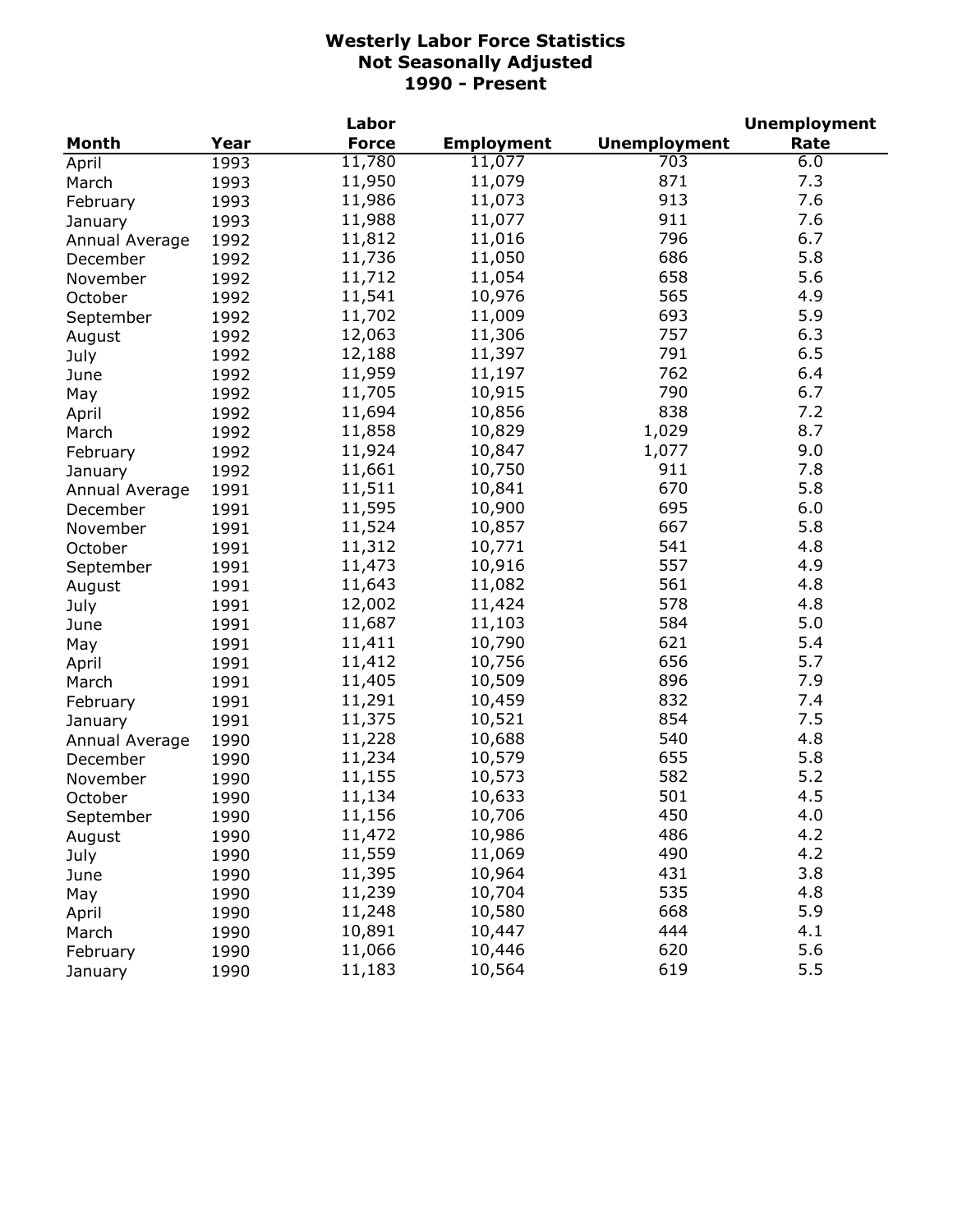# Westerly Labor Force Statistics
## Not Seasonally Adjusted
## 1990 - Present

| Month | Year | Labor Force | Employment | Unemployment | Unemployment Rate |
|---|---|---|---|---|---|
| April | 1993 | 11,780 | 11,077 | 703 | 6.0 |
| March | 1993 | 11,950 | 11,079 | 871 | 7.3 |
| February | 1993 | 11,986 | 11,073 | 913 | 7.6 |
| January | 1993 | 11,988 | 11,077 | 911 | 7.6 |
| Annual Average | 1992 | 11,812 | 11,016 | 796 | 6.7 |
| December | 1992 | 11,736 | 11,050 | 686 | 5.8 |
| November | 1992 | 11,712 | 11,054 | 658 | 5.6 |
| October | 1992 | 11,541 | 10,976 | 565 | 4.9 |
| September | 1992 | 11,702 | 11,009 | 693 | 5.9 |
| August | 1992 | 12,063 | 11,306 | 757 | 6.3 |
| July | 1992 | 12,188 | 11,397 | 791 | 6.5 |
| June | 1992 | 11,959 | 11,197 | 762 | 6.4 |
| May | 1992 | 11,705 | 10,915 | 790 | 6.7 |
| April | 1992 | 11,694 | 10,856 | 838 | 7.2 |
| March | 1992 | 11,858 | 10,829 | 1,029 | 8.7 |
| February | 1992 | 11,924 | 10,847 | 1,077 | 9.0 |
| January | 1992 | 11,661 | 10,750 | 911 | 7.8 |
| Annual Average | 1991 | 11,511 | 10,841 | 670 | 5.8 |
| December | 1991 | 11,595 | 10,900 | 695 | 6.0 |
| November | 1991 | 11,524 | 10,857 | 667 | 5.8 |
| October | 1991 | 11,312 | 10,771 | 541 | 4.8 |
| September | 1991 | 11,473 | 10,916 | 557 | 4.9 |
| August | 1991 | 11,643 | 11,082 | 561 | 4.8 |
| July | 1991 | 12,002 | 11,424 | 578 | 4.8 |
| June | 1991 | 11,687 | 11,103 | 584 | 5.0 |
| May | 1991 | 11,411 | 10,790 | 621 | 5.4 |
| April | 1991 | 11,412 | 10,756 | 656 | 5.7 |
| March | 1991 | 11,405 | 10,509 | 896 | 7.9 |
| February | 1991 | 11,291 | 10,459 | 832 | 7.4 |
| January | 1991 | 11,375 | 10,521 | 854 | 7.5 |
| Annual Average | 1990 | 11,228 | 10,688 | 540 | 4.8 |
| December | 1990 | 11,234 | 10,579 | 655 | 5.8 |
| November | 1990 | 11,155 | 10,573 | 582 | 5.2 |
| October | 1990 | 11,134 | 10,633 | 501 | 4.5 |
| September | 1990 | 11,156 | 10,706 | 450 | 4.0 |
| August | 1990 | 11,472 | 10,986 | 486 | 4.2 |
| July | 1990 | 11,559 | 11,069 | 490 | 4.2 |
| June | 1990 | 11,395 | 10,964 | 431 | 3.8 |
| May | 1990 | 11,239 | 10,704 | 535 | 4.8 |
| April | 1990 | 11,248 | 10,580 | 668 | 5.9 |
| March | 1990 | 10,891 | 10,447 | 444 | 4.1 |
| February | 1990 | 11,066 | 10,446 | 620 | 5.6 |
| January | 1990 | 11,183 | 10,564 | 619 | 5.5 |